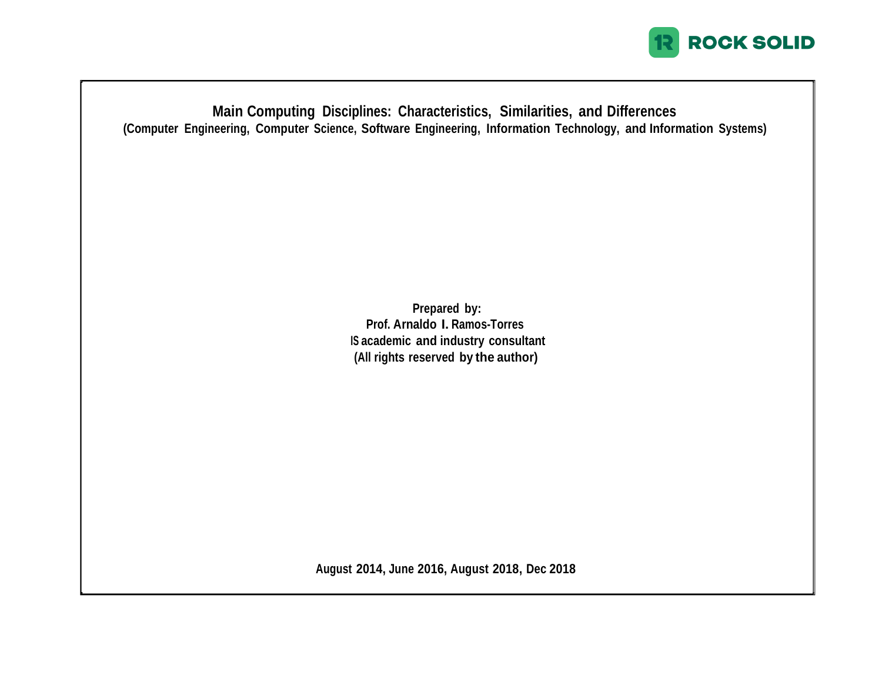# Main Computing Disciplines: Characteristics, Similarities, and Differences

**(Computer Engineering, Computer Science, Software Engineering, Information Technology, and Information Systems)**

**Prepared by:**
**Prof. Arnaldo I. Ramos-Torres**
**IS academic and industry consultant**
**(All rights reserved by the author)**

**August 2014, June 2016, August 2018, Dec 2018**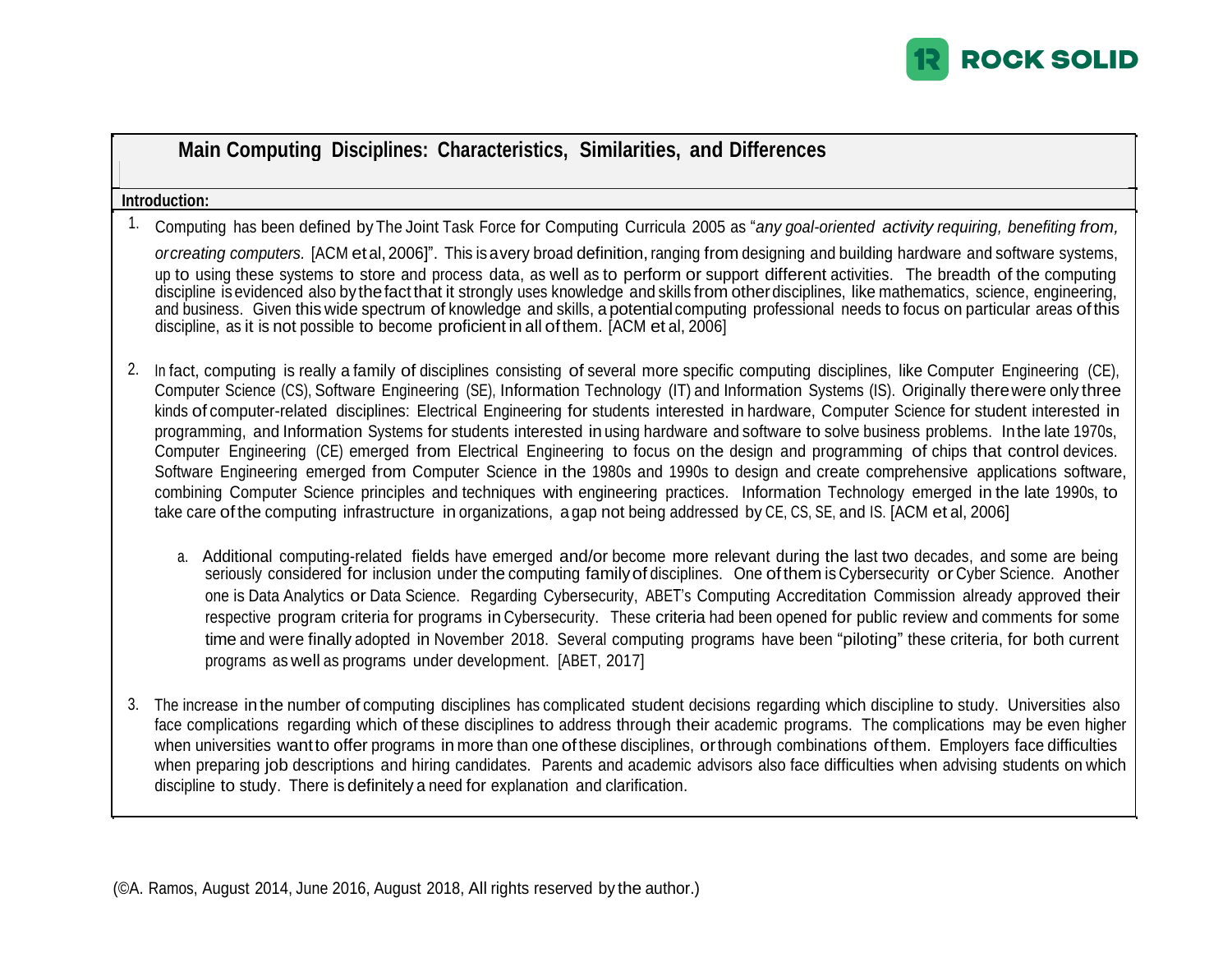## Main Computing Disciplines: Characteristics, Similarities, and Differences

**Introduction:**

1. Computing has been defined by The Joint Task Force for Computing Curricula 2005 as "*any goal-oriented activity requiring, benefiting from, or creating computers.* [ACM et al, 2006]". This is a very broad definition, ranging from designing and building hardware and software systems, up to using these systems to store and process data, as well as to perform or support different activities. The breadth of the computing discipline is evidenced also by the fact that it strongly uses knowledge and skills from other disciplines, like mathematics, science, engineering, and business. Given this wide spectrum of knowledge and skills, a potential computing professional needs to focus on particular areas of this discipline, as it is not possible to become proficient in all of them. [ACM et al, 2006]

2. In fact, computing is really a family of disciplines consisting of several more specific computing disciplines, like Computer Engineering (CE), Computer Science (CS), Software Engineering (SE), Information Technology (IT) and Information Systems (IS). Originally there were only three kinds of computer-related disciplines: Electrical Engineering for students interested in hardware, Computer Science for student interested in programming, and Information Systems for students interested in using hardware and software to solve business problems. In the late 1970s, Computer Engineering (CE) emerged from Electrical Engineering to focus on the design and programming of chips that control devices. Software Engineering emerged from Computer Science in the 1980s and 1990s to design and create comprehensive applications software, combining Computer Science principles and techniques with engineering practices. Information Technology emerged in the late 1990s, to take care of the computing infrastructure in organizations, a gap not being addressed by CE, CS, SE, and IS. [ACM et al, 2006]

   a. Additional computing-related fields have emerged and/or become more relevant during the last two decades, and some are being seriously considered for inclusion under the computing family of disciplines. One of them is Cybersecurity or Cyber Science. Another one is Data Analytics or Data Science. Regarding Cybersecurity, ABET's Computing Accreditation Commission already approved their respective program criteria for programs in Cybersecurity. These criteria had been opened for public review and comments for some time and were finally adopted in November 2018. Several computing programs have been "piloting" these criteria, for both current programs as well as programs under development. [ABET, 2017]

3. The increase in the number of computing disciplines has complicated student decisions regarding which discipline to study. Universities also face complications regarding which of these disciplines to address through their academic programs. The complications may be even higher when universities want to offer programs in more than one of these disciplines, or through combinations of them. Employers face difficulties when preparing job descriptions and hiring candidates. Parents and academic advisors also face difficulties when advising students on which discipline to study. There is definitely a need for explanation and clarification.

(©A. Ramos, August 2014, June 2016, August 2018, All rights reserved by the author.)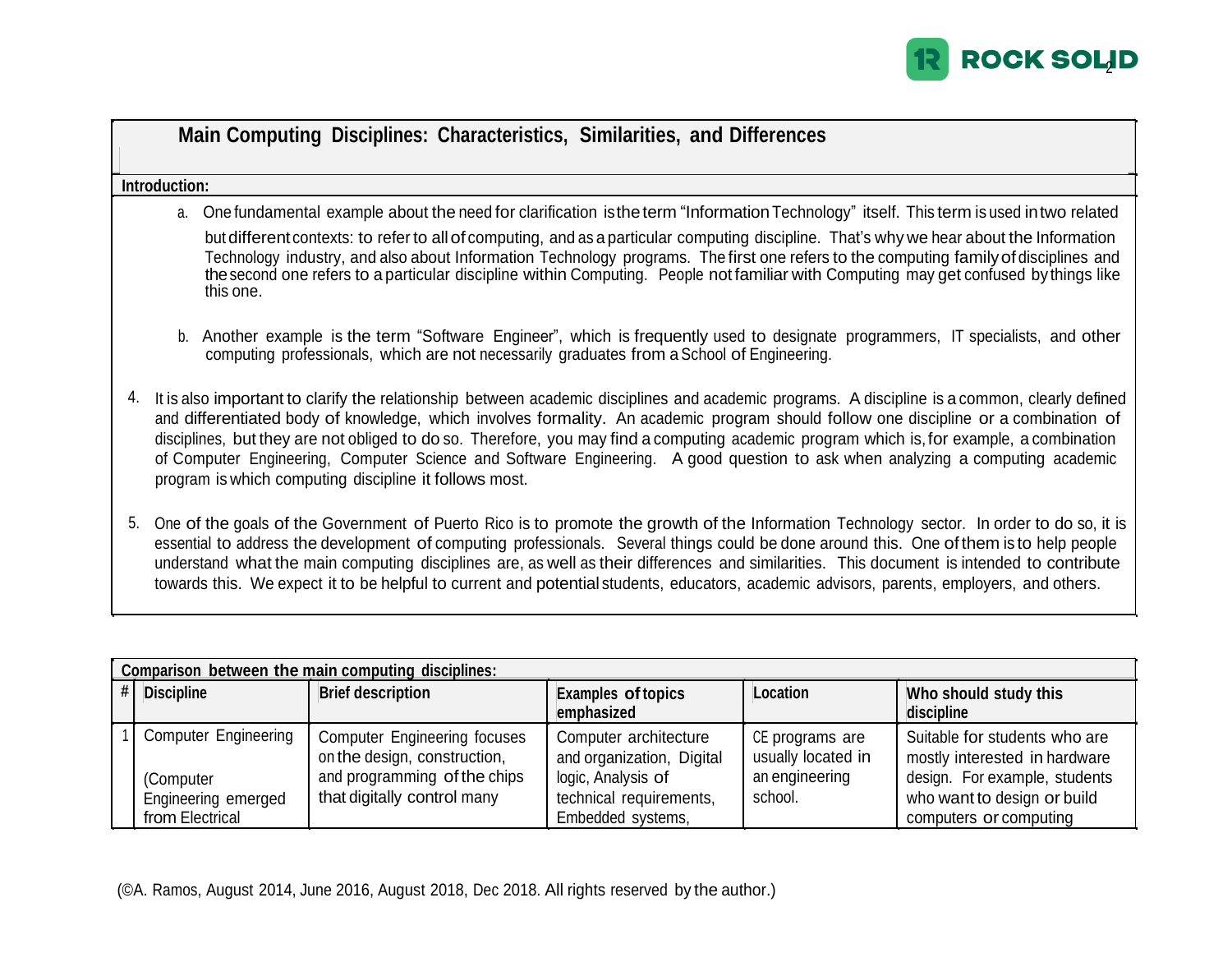## Main Computing Disciplines: Characteristics, Similarities, and Differences

**Introduction:**

a. One fundamental example about the need for clarification is the term "Information Technology" itself. This term is used in two related but different contexts: to refer to all of computing, and as a particular computing discipline. That's why we hear about the Information Technology industry, and also about Information Technology programs. The first one refers to the computing family of disciplines and the second one refers to a particular discipline within Computing. People not familiar with Computing may get confused by things like this one.

b. Another example is the term "Software Engineer", which is frequently used to designate programmers, IT specialists, and other computing professionals, which are not necessarily graduates from a School of Engineering.

4. It is also important to clarify the relationship between academic disciplines and academic programs. A discipline is a common, clearly defined and differentiated body of knowledge, which involves formality. An academic program should follow one discipline or a combination of disciplines, but they are not obliged to do so. Therefore, you may find a computing academic program which is, for example, a combination of Computer Engineering, Computer Science and Software Engineering. A good question to ask when analyzing a computing academic program is which computing discipline it follows most.

5. One of the goals of the Government of Puerto Rico is to promote the growth of the Information Technology sector. In order to do so, it is essential to address the development of computing professionals. Several things could be done around this. One of them is to help people understand what the main computing disciplines are, as well as their differences and similarities. This document is intended to contribute towards this. We expect it to be helpful to current and potential students, educators, academic advisors, parents, employers, and others.

**Comparison between the main computing disciplines:**

| # | Discipline | Brief description | Examples of topics emphasized | Location | Who should study this discipline |
|---|---|---|---|---|---|
| 1 | Computer Engineering<br><br>(Computer Engineering emerged from Electrical | Computer Engineering focuses on the design, construction, and programming of the chips that digitally control many | Computer architecture and organization, Digital logic, Analysis of technical requirements, Embedded systems, | CE programs are usually located in an engineering school. | Suitable for students who are mostly interested in hardware design. For example, students who want to design or build computers or computing |

(©A. Ramos, August 2014, June 2016, August 2018, Dec 2018. All rights reserved by the author.)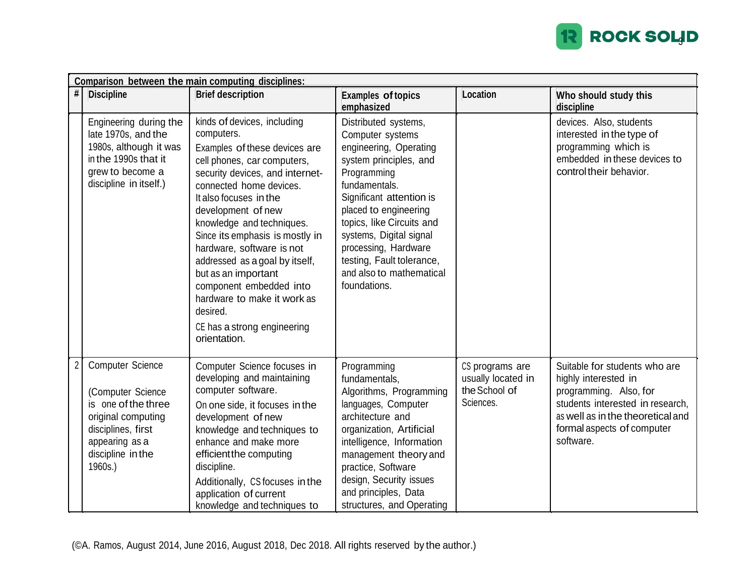| Comparison between the main computing disciplines: | | | | | |
|---|---|---|---|---|---|
| # | Discipline | Brief description | Examples of topics emphasized | Location | Who should study this discipline |
| | Engineering during the late 1970s, and the 1980s, although it was in the 1990s that it grew to become a discipline in itself.) | kinds of devices, including computers. Examples of these devices are cell phones, car computers, security devices, and internet-connected home devices. It also focuses in the development of new knowledge and techniques. Since its emphasis is mostly in hardware, software is not addressed as a goal by itself, but as an important component embedded into hardware to make it work as desired. CE has a strong engineering orientation. | Distributed systems, Computer systems engineering, Operating system principles, and Programming fundamentals. Significant attention is placed to engineering topics, like Circuits and systems, Digital signal processing, Hardware testing, Fault tolerance, and also to mathematical foundations. | | devices. Also, students interested in the type of programming which is embedded in these devices to control their behavior. |
| 2 | Computer Science (Computer Science is one of the three original computing disciplines, first appearing as a discipline in the 1960s.) | Computer Science focuses in developing and maintaining computer software. On one side, it focuses in the development of new knowledge and techniques to enhance and make more efficient the computing discipline. Additionally, CS focuses in the application of current knowledge and techniques to | Programming fundamentals, Algorithms, Programming languages, Computer architecture and organization, Artificial intelligence, Information management theory and practice, Software design, Security issues and principles, Data structures, and Operating | CS programs are usually located in the School of Sciences. | Suitable for students who are highly interested in programming. Also, for students interested in research, as well as in the theoretical and formal aspects of computer software. |

(©A. Ramos, August 2014, June 2016, August 2018, Dec 2018. All rights reserved by the author.)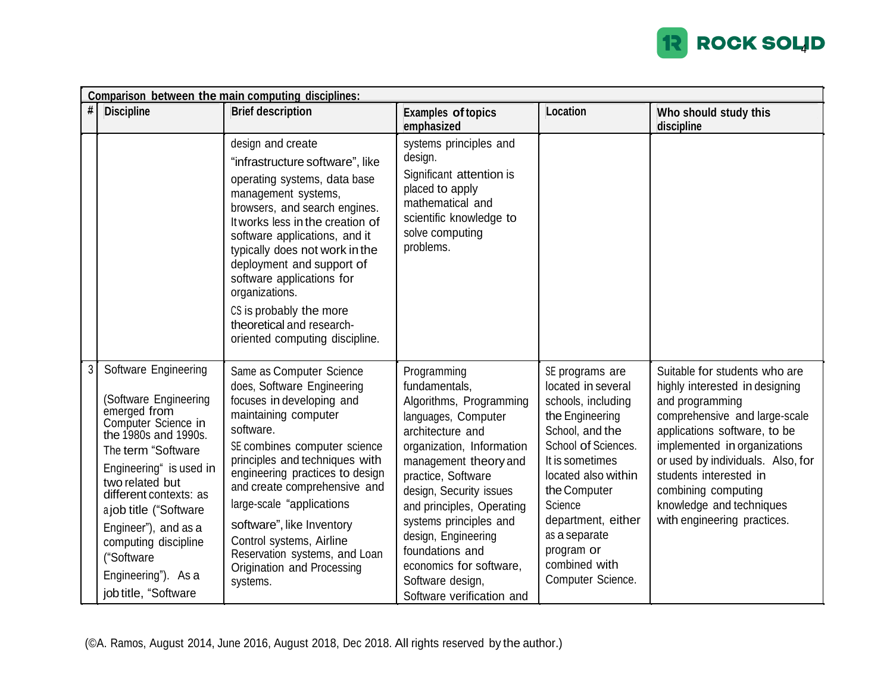| Comparison between the main computing disciplines: | | | | | |
|---|---|---|---|---|---|
| # | Discipline | Brief description | Examples of topics emphasized | Location | Who should study this discipline |
| | | design and create "infrastructure software", like operating systems, data base management systems, browsers, and search engines. It works less in the creation of software applications, and it typically does not work in the deployment and support of software applications for organizations. CS is probably the more theoretical and research-oriented computing discipline. | systems principles and design. Significant attention is placed to apply mathematical and scientific knowledge to solve computing problems. | | |
| 3 | Software Engineering (Software Engineering emerged from Computer Science in the 1980s and 1990s. The term "Software Engineering" is used in two related but different contexts: as a job title ("Software Engineer"), and as a computing discipline ("Software Engineering"). As a job title, "Software | Same as Computer Science does, Software Engineering focuses in developing and maintaining computer software. SE combines computer science principles and techniques with engineering practices to design and create comprehensive and large-scale "applications software", like Inventory Control systems, Airline Reservation systems, and Loan Origination and Processing systems. | Programming fundamentals, Algorithms, Programming languages, Computer architecture and organization, Information management theory and practice, Software design, Security issues and principles, Operating systems principles and design, Engineering foundations and economics for software, Software design, Software verification and | SE programs are located in several schools, including the Engineering School, and the School of Sciences. It is sometimes located also within the Computer Science department, either as a separate program or combined with Computer Science. | Suitable for students who are highly interested in designing and programming comprehensive and large-scale applications software, to be implemented in organizations or used by individuals. Also, for students interested in combining computing knowledge and techniques with engineering practices. |

(©A. Ramos, August 2014, June 2016, August 2018, Dec 2018. All rights reserved by the author.)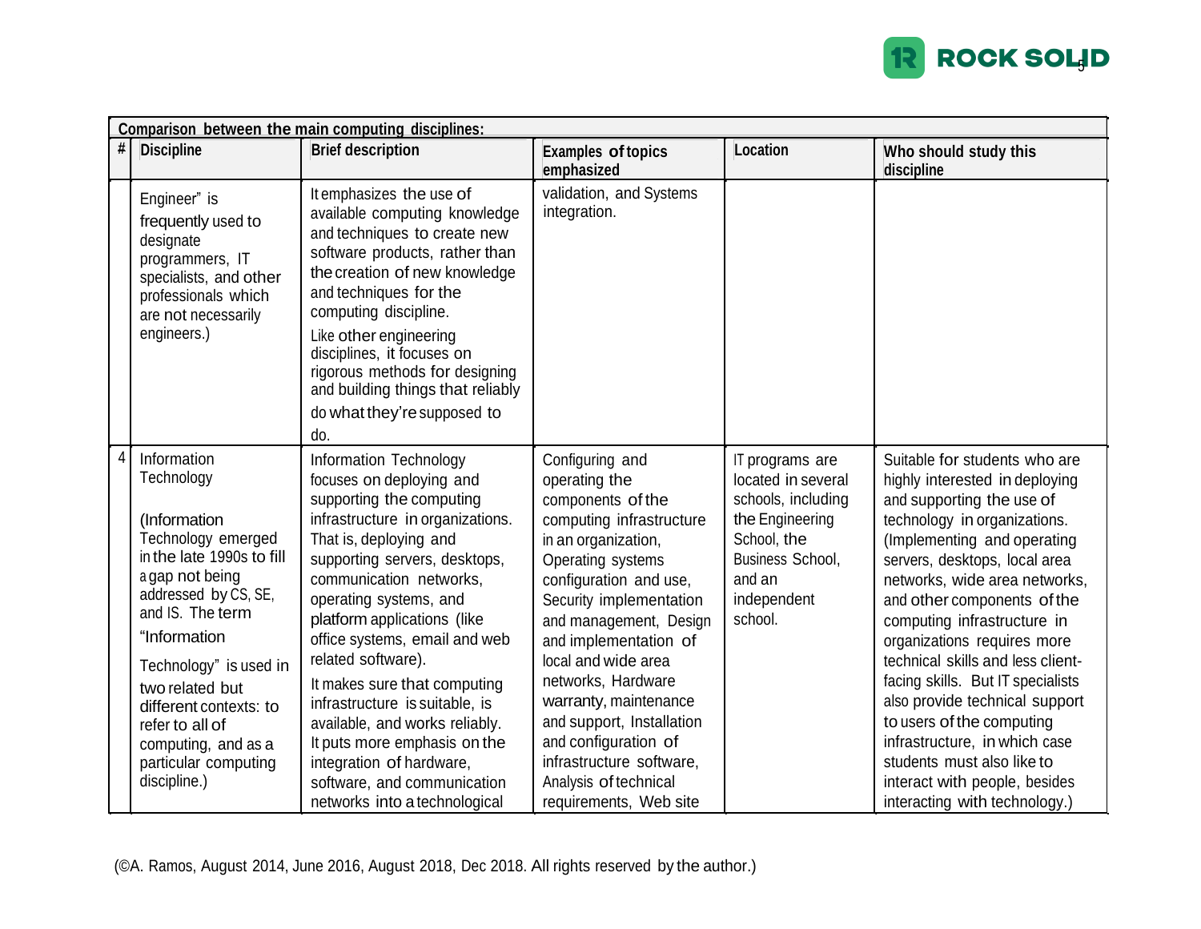| Comparison between the main computing disciplines: | | | | | |
|---|---|---|---|---|---|
| # | Discipline | Brief description | Examples of topics emphasized | Location | Who should study this discipline |
| | Engineer" is frequently used to designate programmers, IT specialists, and other professionals which are not necessarily engineers.) | It emphasizes the use of available computing knowledge and techniques to create new software products, rather than the creation of new knowledge and techniques for the computing discipline. Like other engineering disciplines, it focuses on rigorous methods for designing and building things that reliably do what they're supposed to do. | validation, and Systems integration. | | |
| 4 | Information Technology (Information Technology emerged in the late 1990s to fill a gap not being addressed by CS, SE, and IS. The term "Information Technology" is used in two related but different contexts: to refer to all of computing, and as a particular computing discipline.) | Information Technology focuses on deploying and supporting the computing infrastructure in organizations. That is, deploying and supporting servers, desktops, communication networks, operating systems, and platform applications (like office systems, email and web related software). It makes sure that computing infrastructure is suitable, is available, and works reliably. It puts more emphasis on the integration of hardware, software, and communication networks into a technological | Configuring and operating the components of the computing infrastructure in an organization, Operating systems configuration and use, Security implementation and management, Design and implementation of local and wide area networks, Hardware warranty, maintenance and support, Installation and configuration of infrastructure software, Analysis of technical requirements, Web site | IT programs are located in several schools, including the Engineering School, the Business School, and an independent school. | Suitable for students who are highly interested in deploying and supporting the use of technology in organizations. (Implementing and operating servers, desktops, local area networks, wide area networks, and other components of the computing infrastructure in organizations requires more technical skills and less client-facing skills. But IT specialists also provide technical support to users of the computing infrastructure, in which case students must also like to interact with people, besides interacting with technology.) |

(©A. Ramos, August 2014, June 2016, August 2018, Dec 2018. All rights reserved by the author.)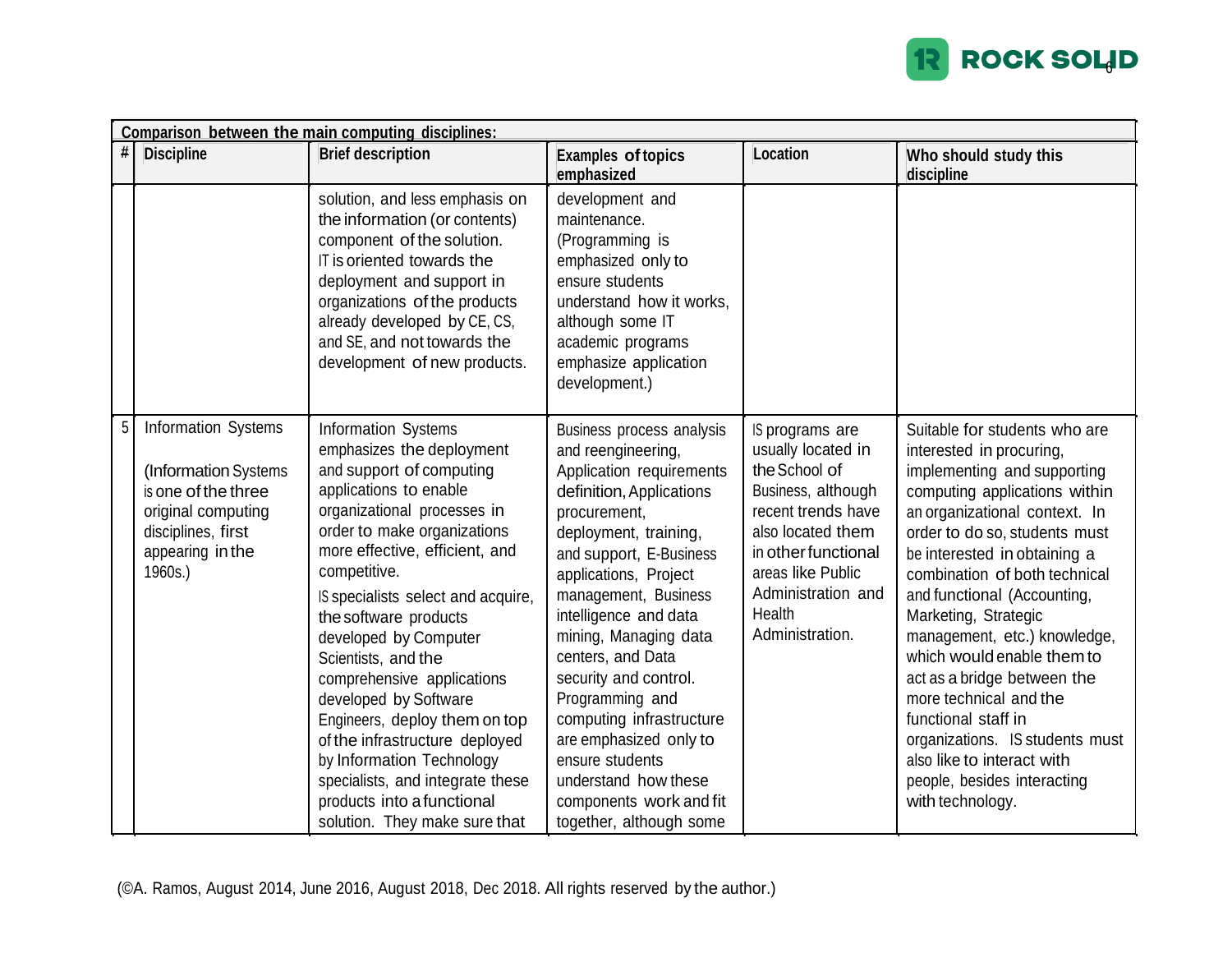| Comparison between the main computing disciplines: | | | | | |
|---|---|---|---|---|---|
| # | Discipline | Brief description | Examples of topics emphasized | Location | Who should study this discipline |
| | | solution, and less emphasis on the information (or contents) component of the solution. IT is oriented towards the deployment and support in organizations of the products already developed by CE, CS, and SE, and not towards the development of new products. | development and maintenance. (Programming is emphasized only to ensure students understand how it works, although some IT academic programs emphasize application development.) | | |
| 5 | Information Systems<br><br>(Information Systems is one of the three original computing disciplines, first appearing in the 1960s.) | Information Systems emphasizes the deployment and support of computing applications to enable organizational processes in order to make organizations more effective, efficient, and competitive.<br>IS specialists select and acquire, the software products developed by Computer Scientists, and the comprehensive applications developed by Software Engineers, deploy them on top of the infrastructure deployed by Information Technology specialists, and integrate these products into a functional solution. They make sure that | Business process analysis and reengineering, Application requirements definition, Applications procurement, deployment, training, and support, E-Business applications, Project management, Business intelligence and data mining, Managing data centers, and Data security and control. Programming and computing infrastructure are emphasized only to ensure students understand how these components work and fit together, although some | IS programs are usually located in the School of Business, although recent trends have also located them in other functional areas like Public Administration and Health Administration. | Suitable for students who are interested in procuring, implementing and supporting computing applications within an organizational context. In order to do so, students must be interested in obtaining a combination of both technical and functional (Accounting, Marketing, Strategic management, etc.) knowledge, which would enable them to act as a bridge between the more technical and the functional staff in organizations. IS students must also like to interact with people, besides interacting with technology. |

(©A. Ramos, August 2014, June 2016, August 2018, Dec 2018. All rights reserved by the author.)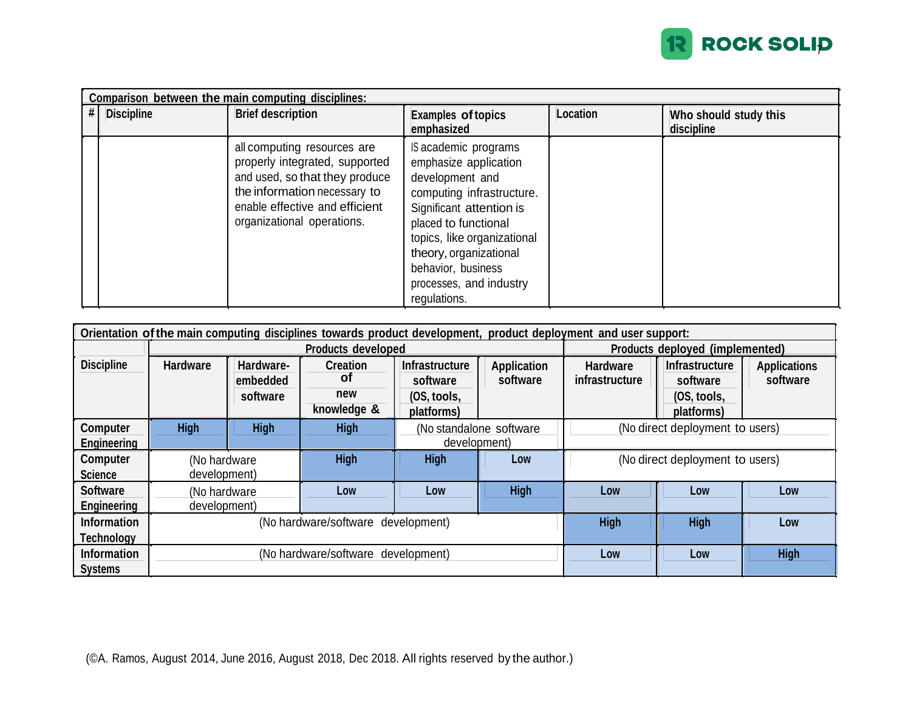| Comparison between the main computing disciplines: | | | | | |
|---|---|---|---|---|---|
| # | Discipline | Brief description | Examples of topics emphasized | Location | Who should study this discipline |
| | | all computing resources are properly integrated, supported and used, so that they produce the information necessary to enable effective and efficient organizational operations. | IS academic programs emphasize application development and computing infrastructure. Significant attention is placed to functional topics, like organizational theory, organizational behavior, business processes, and industry regulations. | | |

| Orientation of the main computing disciplines towards product development, product deployment and user support: | | | | | | | | |
|---|---|---|---|---|---|---|---|---|
| | Products developed | | | | | Products deployed (implemented) | | |
| Discipline | Hardware | Hardware-embedded software | Creation of new knowledge & | Infrastructure software (OS, tools, platforms) | Application software | Hardware infrastructure | Infrastructure software (OS, tools, platforms) | Applications software |
| Computer Engineering | High | High | High | (No standalone software development) | | (No direct deployment to users) | | |
| Computer Science | (No hardware development) | | High | High | Low | (No direct deployment to users) | | |
| Software Engineering | (No hardware development) | | Low | Low | High | Low | Low | Low |
| Information Technology | (No hardware/software development) | | | | | High | High | Low |
| Information Systems | (No hardware/software development) | | | | | Low | Low | High |

(©A. Ramos, August 2014, June 2016, August 2018, Dec 2018. All rights reserved by the author.)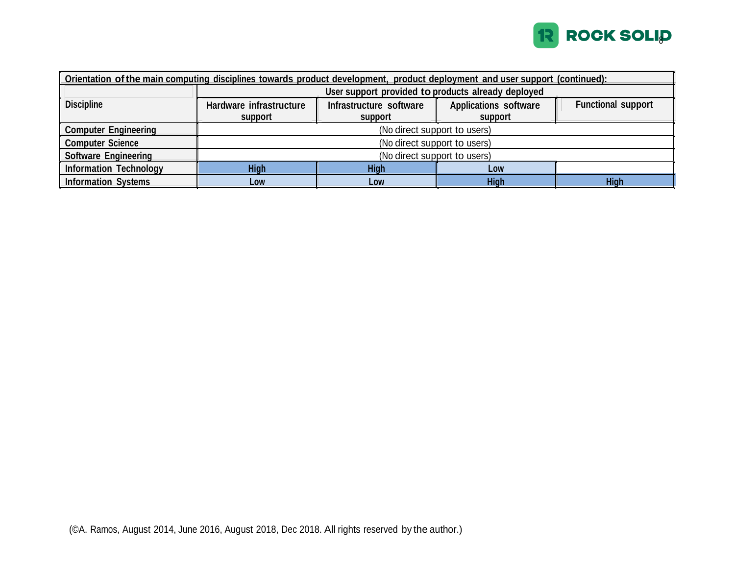| Orientation of the main computing disciplines towards product development, product deployment and user support (continued): | | | | |
|---|---|---|---|---|
| Discipline | User support provided to products already deployed | | | |
| | Hardware infrastructure support | Infrastructure software support | Applications software support | Functional support |
| Computer Engineering | (No direct support to users) | | | |
| Computer Science | (No direct support to users) | | | |
| Software Engineering | (No direct support to users) | | | |
| Information Technology | High | High | Low | |
| Information Systems | Low | Low | High | High |

(©A. Ramos, August 2014, June 2016, August 2018, Dec 2018. All rights reserved by the author.)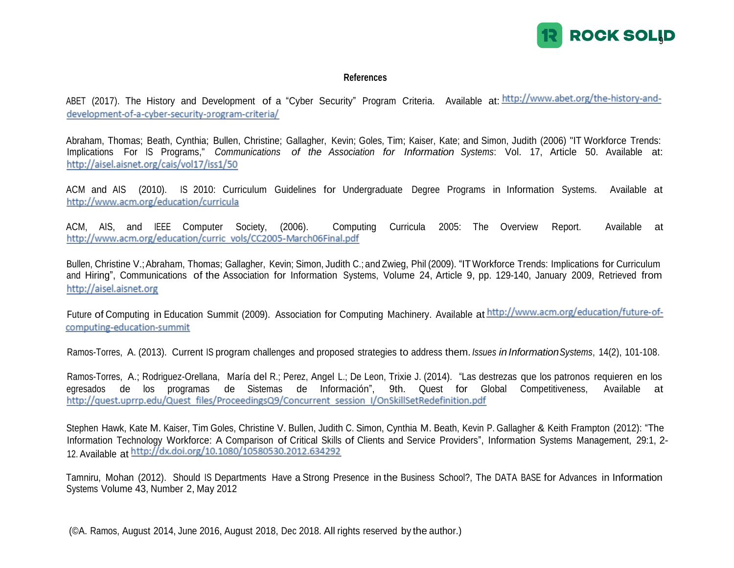**References**

ABET (2017). The History and Development of a "Cyber Security" Program Criteria. Available at: http://www.abet.org/the-history-and-development-of-a-cyber-security-program-criteria/

Abraham, Thomas; Beath, Cynthia; Bullen, Christine; Gallagher, Kevin; Goles, Tim; Kaiser, Kate; and Simon, Judith (2006) "IT Workforce Trends: Implications For IS Programs," *Communications of the Association for Information Systems*: Vol. 17, Article 50. Available at: http://aisel.aisnet.org/cais/vol17/iss1/50

ACM and AIS (2010). IS 2010: Curriculum Guidelines for Undergraduate Degree Programs in Information Systems. Available at http://www.acm.org/education/curricula

ACM, AIS, and IEEE Computer Society, (2006). Computing Curricula 2005: The Overview Report. Available at http://www.acm.org/education/curric_vols/CC2005-March06Final.pdf

Bullen, Christine V.; Abraham, Thomas; Gallagher, Kevin; Simon, Judith C.; and Zwieg, Phil (2009). "IT Workforce Trends: Implications for Curriculum and Hiring", Communications of the Association for Information Systems, Volume 24, Article 9, pp. 129-140, January 2009, Retrieved from http://aisel.aisnet.org

Future of Computing in Education Summit (2009). Association for Computing Machinery. Available at http://www.acm.org/education/future-of-computing-education-summit

Ramos-Torres, A. (2013). Current IS program challenges and proposed strategies to address them. *Issues in Information Systems*, 14(2), 101-108.

Ramos-Torres, A.; Rodriguez-Orellana, María del R.; Perez, Angel L.; De Leon, Trixie J. (2014). "Las destrezas que los patronos requieren en los egresados de los programas de Sistemas de Información", 9th. Quest for Global Competitiveness, Available at http://quest.uprrp.edu/Quest_files/ProceedingsQ9/Concurrent_session_I/OnSkillSetRedefinition.pdf

Stephen Hawk, Kate M. Kaiser, Tim Goles, Christine V. Bullen, Judith C. Simon, Cynthia M. Beath, Kevin P. Gallagher & Keith Frampton (2012): "The Information Technology Workforce: A Comparison of Critical Skills of Clients and Service Providers", Information Systems Management, 29:1, 2-12. Available at http://dx.doi.org/10.1080/10580530.2012.634292

Tamniru, Mohan (2012). Should IS Departments Have a Strong Presence in the Business School?, The DATA BASE for Advances in Information Systems Volume 43, Number 2, May 2012

(©A. Ramos, August 2014, June 2016, August 2018, Dec 2018. All rights reserved by the author.)